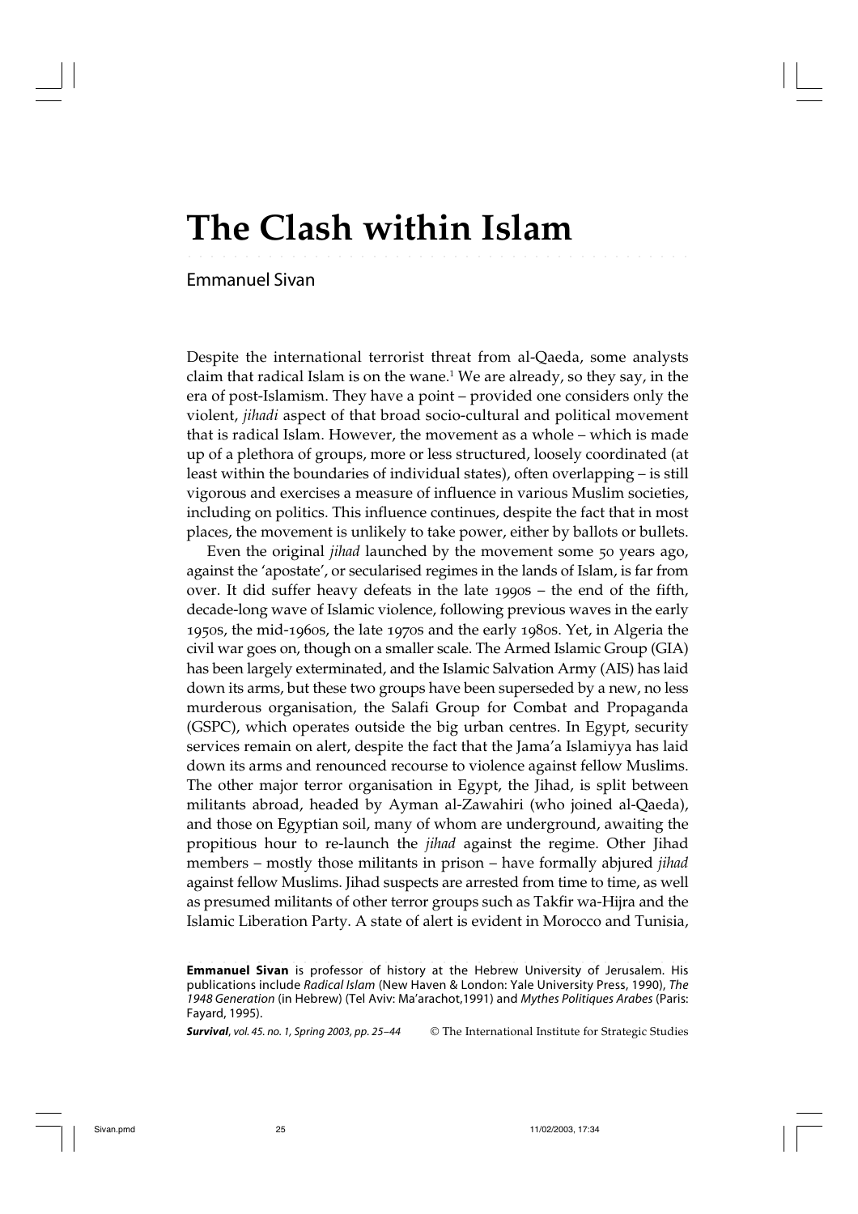# The Clash within Islam

Emmanuel Sivan

Despite the international terrorist threat from al-Qaeda, some analysts claim that radical Islam is on the wane.[1] We are already, so they say, in the era of post-Islamism. They have a point – provided one considers only the violent, *jihadi* aspect of that broad socio-cultural and political movement that is radical Islam. However, the movement as a whole – which is made up of a plethora of groups, more or less structured, loosely coordinated (at least within the boundaries of individual states), often overlapping – is still vigorous and exercises a measure of influence in various Muslim societies, including on politics. This influence continues, despite the fact that in most places, the movement is unlikely to take power, either by ballots or bullets.

Even the original *jihad* launched by the movement some 50 years ago, against the 'apostate', or secularised regimes in the lands of Islam, is far from over. It did suffer heavy defeats in the late 1990s – the end of the fifth, decade-long wave of Islamic violence, following previous waves in the early 1950s, the mid-1960s, the late 1970s and the early 1980s. Yet, in Algeria the civil war goes on, though on a smaller scale. The Armed Islamic Group (GIA) has been largely exterminated, and the Islamic Salvation Army (AIS) has laid down its arms, but these two groups have been superseded by a new, no less murderous organisation, the Salafi Group for Combat and Propaganda (GSPC), which operates outside the big urban centres. In Egypt, security services remain on alert, despite the fact that the Jama'a Islamiyya has laid down its arms and renounced recourse to violence against fellow Muslims. The other major terror organisation in Egypt, the Jihad, is split between militants abroad, headed by Ayman al-Zawahiri (who joined al-Qaeda), and those on Egyptian soil, many of whom are underground, awaiting the propitious hour to re-launch the *jihad* against the regime. Other Jihad members – mostly those militants in prison – have formally abjured *jihad* against fellow Muslims. Jihad suspects are arrested from time to time, as well as presumed militants of other terror groups such as Takfir wa-Hijra and the Islamic Liberation Party. A state of alert is evident in Morocco and Tunisia,

**Emmanuel Sivan** is professor of history at the Hebrew University of Jerusalem. His publications include *Radical Islam* (New Haven & London: Yale University Press, 1990), *The 1948 Generation* (in Hebrew) (Tel Aviv: Ma'arachot,1991) and *Mythes Politiques Arabes* (Paris: Fayard, 1995).

***Survival**, vol. 45. no. 1, Spring 2003, pp. 25–44* © The International Institute for Strategic Studies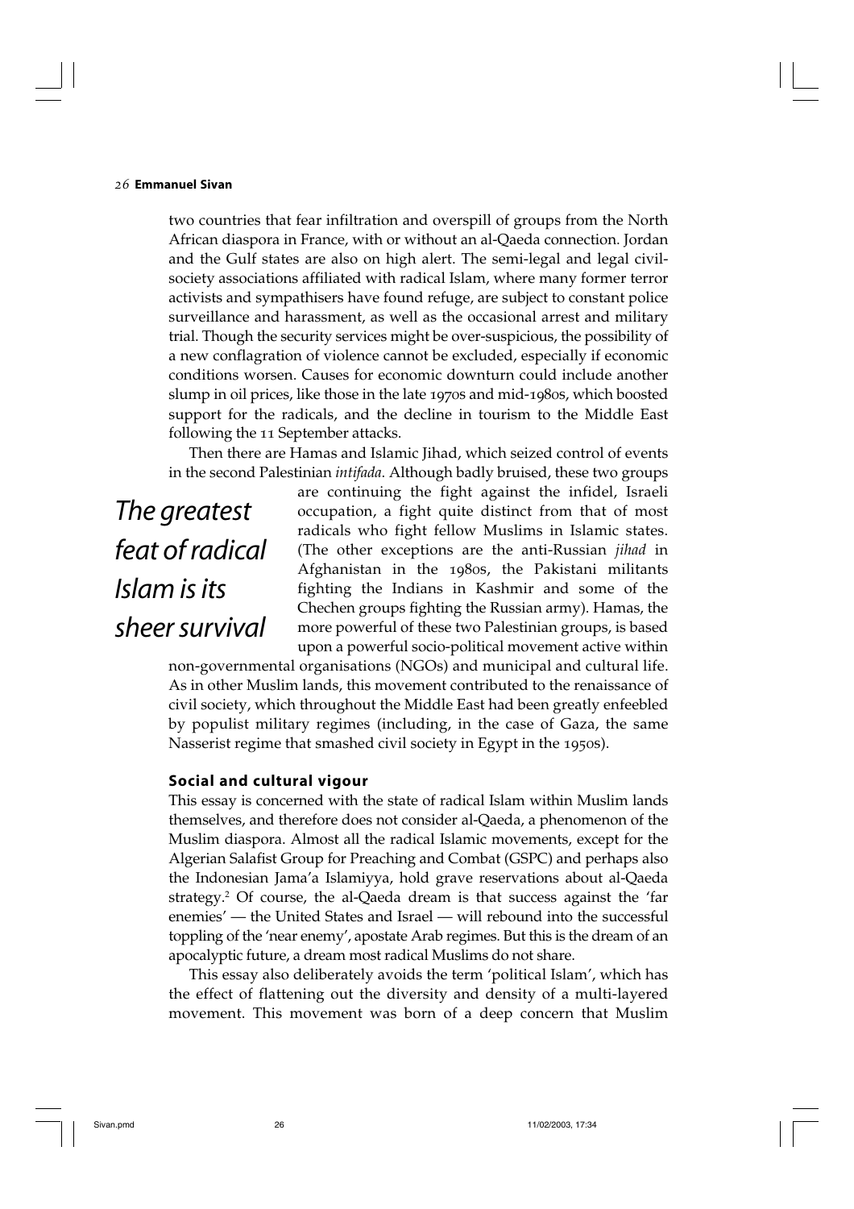two countries that fear infiltration and overspill of groups from the North African diaspora in France, with or without an al-Qaeda connection. Jordan and the Gulf states are also on high alert. The semi-legal and legal civil-society associations affiliated with radical Islam, where many former terror activists and sympathisers have found refuge, are subject to constant police surveillance and harassment, as well as the occasional arrest and military trial. Though the security services might be over-suspicious, the possibility of a new conflagration of violence cannot be excluded, especially if economic conditions worsen. Causes for economic downturn could include another slump in oil prices, like those in the late 1970s and mid-1980s, which boosted support for the radicals, and the decline in tourism to the Middle East following the 11 September attacks.

Then there are Hamas and Islamic Jihad, which seized control of events in the second Palestinian *intifada*. Although badly bruised, these two groups are continuing the fight against the infidel, Israeli occupation, a fight quite distinct from that of most radicals who fight fellow Muslims in Islamic states. (The other exceptions are the anti-Russian *jihad* in Afghanistan in the 1980s, the Pakistani militants fighting the Indians in Kashmir and some of the Chechen groups fighting the Russian army). Hamas, the more powerful of these two Palestinian groups, is based upon a powerful socio-political movement active within non-governmental organisations (NGOs) and municipal and cultural life. As in other Muslim lands, this movement contributed to the renaissance of civil society, which throughout the Middle East had been greatly enfeebled by populist military regimes (including, in the case of Gaza, the same Nasserist regime that smashed civil society in Egypt in the 1950s).

*The greatest feat of radical Islam is its sheer survival*

### Social and cultural vigour

This essay is concerned with the state of radical Islam within Muslim lands themselves, and therefore does not consider al-Qaeda, a phenomenon of the Muslim diaspora. Almost all the radical Islamic movements, except for the Algerian Salafist Group for Preaching and Combat (GSPC) and perhaps also the Indonesian Jama'a Islamiyya, hold grave reservations about al-Qaeda strategy.[2] Of course, the al-Qaeda dream is that success against the 'far enemies' — the United States and Israel — will rebound into the successful toppling of the 'near enemy', apostate Arab regimes. But this is the dream of an apocalyptic future, a dream most radical Muslims do not share.

This essay also deliberately avoids the term 'political Islam', which has the effect of flattening out the diversity and density of a multi-layered movement. This movement was born of a deep concern that Muslim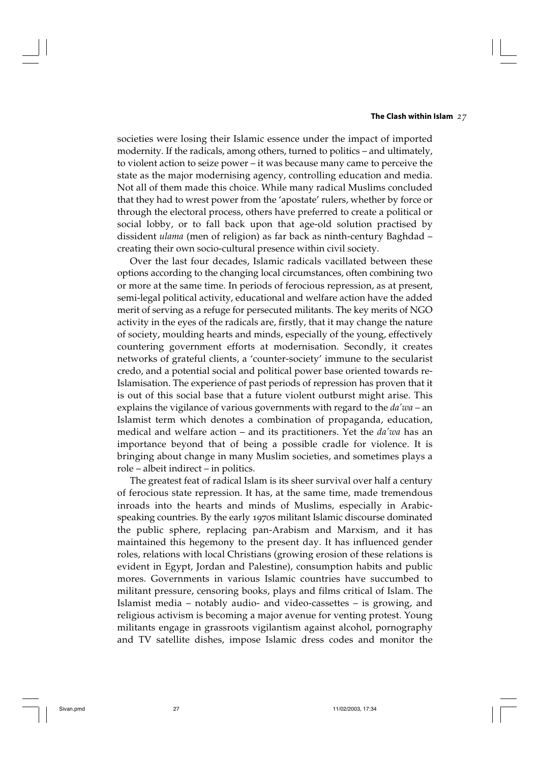societies were losing their Islamic essence under the impact of imported modernity. If the radicals, among others, turned to politics – and ultimately, to violent action to seize power – it was because many came to perceive the state as the major modernising agency, controlling education and media. Not all of them made this choice. While many radical Muslims concluded that they had to wrest power from the 'apostate' rulers, whether by force or through the electoral process, others have preferred to create a political or social lobby, or to fall back upon that age-old solution practised by dissident *ulama* (men of religion) as far back as ninth-century Baghdad – creating their own socio-cultural presence within civil society.

Over the last four decades, Islamic radicals vacillated between these options according to the changing local circumstances, often combining two or more at the same time. In periods of ferocious repression, as at present, semi-legal political activity, educational and welfare action have the added merit of serving as a refuge for persecuted militants. The key merits of NGO activity in the eyes of the radicals are, firstly, that it may change the nature of society, moulding hearts and minds, especially of the young, effectively countering government efforts at modernisation. Secondly, it creates networks of grateful clients, a 'counter-society' immune to the secularist credo, and a potential social and political power base oriented towards re-Islamisation. The experience of past periods of repression has proven that it is out of this social base that a future violent outburst might arise. This explains the vigilance of various governments with regard to the *da'wa* – an Islamist term which denotes a combination of propaganda, education, medical and welfare action – and its practitioners. Yet the *da'wa* has an importance beyond that of being a possible cradle for violence. It is bringing about change in many Muslim societies, and sometimes plays a role – albeit indirect – in politics.

The greatest feat of radical Islam is its sheer survival over half a century of ferocious state repression. It has, at the same time, made tremendous inroads into the hearts and minds of Muslims, especially in Arabic-speaking countries. By the early 1970s militant Islamic discourse dominated the public sphere, replacing pan-Arabism and Marxism, and it has maintained this hegemony to the present day. It has influenced gender roles, relations with local Christians (growing erosion of these relations is evident in Egypt, Jordan and Palestine), consumption habits and public mores. Governments in various Islamic countries have succumbed to militant pressure, censoring books, plays and films critical of Islam. The Islamist media – notably audio- and video-cassettes – is growing, and religious activism is becoming a major avenue for venting protest. Young militants engage in grassroots vigilantism against alcohol, pornography and TV satellite dishes, impose Islamic dress codes and monitor the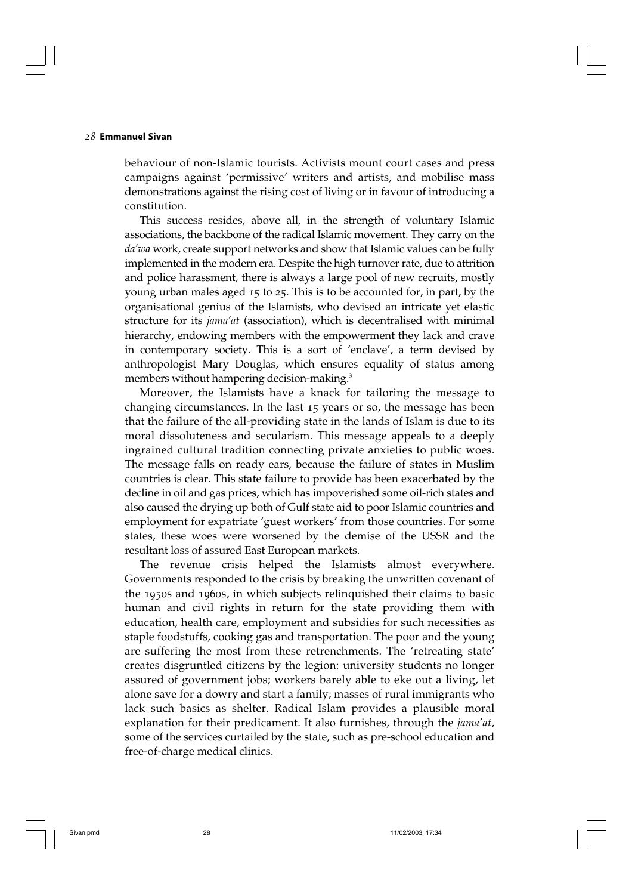behaviour of non-Islamic tourists. Activists mount court cases and press campaigns against 'permissive' writers and artists, and mobilise mass demonstrations against the rising cost of living or in favour of introducing a constitution.

This success resides, above all, in the strength of voluntary Islamic associations, the backbone of the radical Islamic movement. They carry on the *da'wa* work, create support networks and show that Islamic values can be fully implemented in the modern era. Despite the high turnover rate, due to attrition and police harassment, there is always a large pool of new recruits, mostly young urban males aged 15 to 25. This is to be accounted for, in part, by the organisational genius of the Islamists, who devised an intricate yet elastic structure for its *jama'at* (association), which is decentralised with minimal hierarchy, endowing members with the empowerment they lack and crave in contemporary society. This is a sort of 'enclave', a term devised by anthropologist Mary Douglas, which ensures equality of status among members without hampering decision-making.[3]

Moreover, the Islamists have a knack for tailoring the message to changing circumstances. In the last 15 years or so, the message has been that the failure of the all-providing state in the lands of Islam is due to its moral dissoluteness and secularism. This message appeals to a deeply ingrained cultural tradition connecting private anxieties to public woes. The message falls on ready ears, because the failure of states in Muslim countries is clear. This state failure to provide has been exacerbated by the decline in oil and gas prices, which has impoverished some oil-rich states and also caused the drying up both of Gulf state aid to poor Islamic countries and employment for expatriate 'guest workers' from those countries. For some states, these woes were worsened by the demise of the USSR and the resultant loss of assured East European markets.

The revenue crisis helped the Islamists almost everywhere. Governments responded to the crisis by breaking the unwritten covenant of the 1950s and 1960s, in which subjects relinquished their claims to basic human and civil rights in return for the state providing them with education, health care, employment and subsidies for such necessities as staple foodstuffs, cooking gas and transportation. The poor and the young are suffering the most from these retrenchments. The 'retreating state' creates disgruntled citizens by the legion: university students no longer assured of government jobs; workers barely able to eke out a living, let alone save for a dowry and start a family; masses of rural immigrants who lack such basics as shelter. Radical Islam provides a plausible moral explanation for their predicament. It also furnishes, through the *jama'at*, some of the services curtailed by the state, such as pre-school education and free-of-charge medical clinics.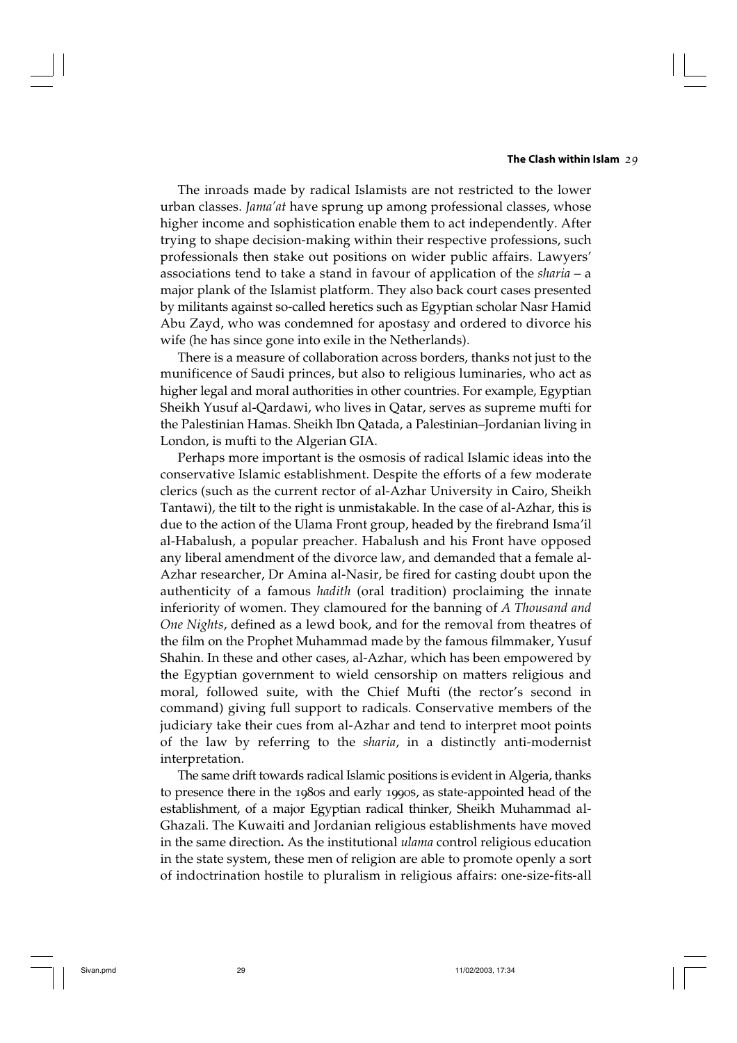The inroads made by radical Islamists are not restricted to the lower urban classes. *Jama'at* have sprung up among professional classes, whose higher income and sophistication enable them to act independently. After trying to shape decision-making within their respective professions, such professionals then stake out positions on wider public affairs. Lawyers' associations tend to take a stand in favour of application of the *sharia* – a major plank of the Islamist platform. They also back court cases presented by militants against so-called heretics such as Egyptian scholar Nasr Hamid Abu Zayd, who was condemned for apostasy and ordered to divorce his wife (he has since gone into exile in the Netherlands).

There is a measure of collaboration across borders, thanks not just to the munificence of Saudi princes, but also to religious luminaries, who act as higher legal and moral authorities in other countries. For example, Egyptian Sheikh Yusuf al-Qardawi, who lives in Qatar, serves as supreme mufti for the Palestinian Hamas. Sheikh Ibn Qatada, a Palestinian–Jordanian living in London, is mufti to the Algerian GIA.

Perhaps more important is the osmosis of radical Islamic ideas into the conservative Islamic establishment. Despite the efforts of a few moderate clerics (such as the current rector of al-Azhar University in Cairo, Sheikh Tantawi), the tilt to the right is unmistakable. In the case of al-Azhar, this is due to the action of the Ulama Front group, headed by the firebrand Isma'il al-Habalush, a popular preacher. Habalush and his Front have opposed any liberal amendment of the divorce law, and demanded that a female al-Azhar researcher, Dr Amina al-Nasir, be fired for casting doubt upon the authenticity of a famous *hadith* (oral tradition) proclaiming the innate inferiority of women. They clamoured for the banning of *A Thousand and One Nights*, defined as a lewd book, and for the removal from theatres of the film on the Prophet Muhammad made by the famous filmmaker, Yusuf Shahin. In these and other cases, al-Azhar, which has been empowered by the Egyptian government to wield censorship on matters religious and moral, followed suite, with the Chief Mufti (the rector's second in command) giving full support to radicals. Conservative members of the judiciary take their cues from al-Azhar and tend to interpret moot points of the law by referring to the *sharia*, in a distinctly anti-modernist interpretation.

The same drift towards radical Islamic positions is evident in Algeria, thanks to presence there in the 1980s and early 1990s, as state-appointed head of the establishment, of a major Egyptian radical thinker, Sheikh Muhammad al-Ghazali. The Kuwaiti and Jordanian religious establishments have moved in the same direction. As the institutional *ulama* control religious education in the state system, these men of religion are able to promote openly a sort of indoctrination hostile to pluralism in religious affairs: one-size-fits-all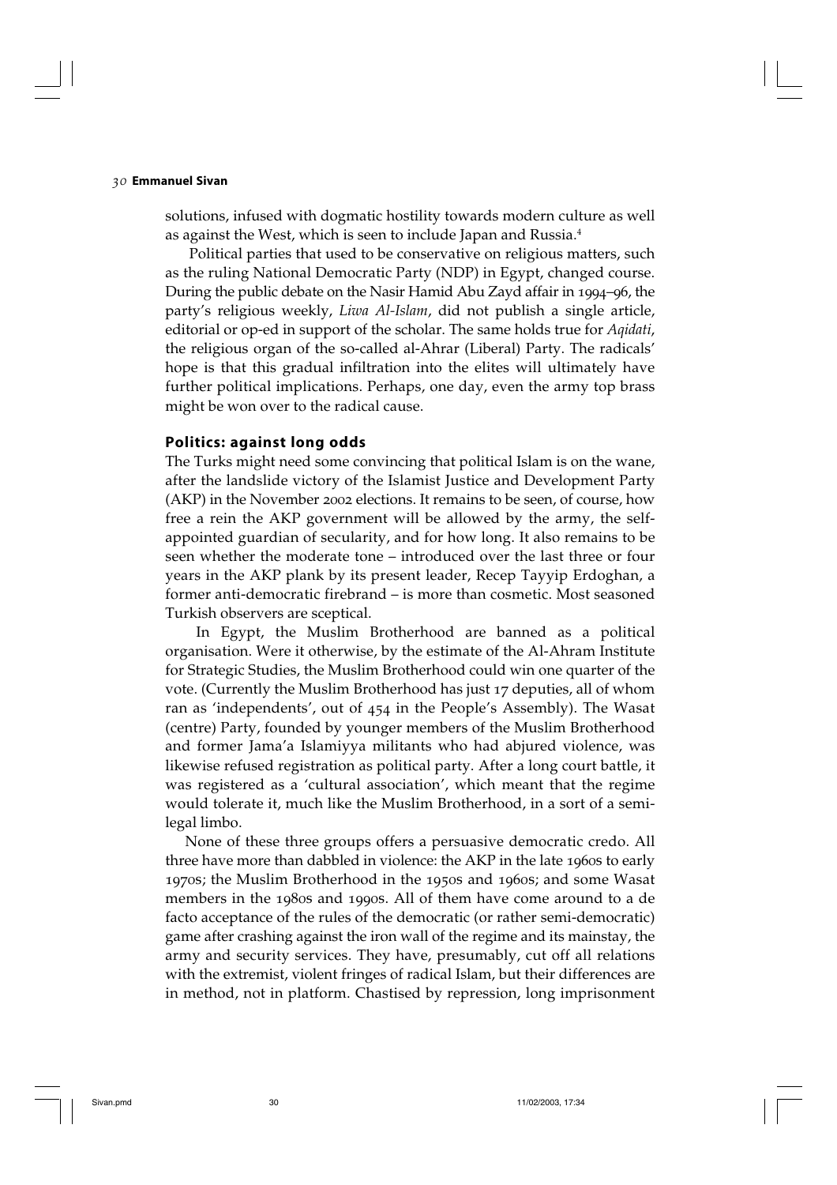solutions, infused with dogmatic hostility towards modern culture as well as against the West, which is seen to include Japan and Russia.[4]

Political parties that used to be conservative on religious matters, such as the ruling National Democratic Party (NDP) in Egypt, changed course. During the public debate on the Nasir Hamid Abu Zayd affair in 1994–96, the party's religious weekly, *Liwa Al-Islam*, did not publish a single article, editorial or op-ed in support of the scholar. The same holds true for *Aqidati*, the religious organ of the so-called al-Ahrar (Liberal) Party. The radicals' hope is that this gradual infiltration into the elites will ultimately have further political implications. Perhaps, one day, even the army top brass might be won over to the radical cause.

## Politics: against long odds

The Turks might need some convincing that political Islam is on the wane, after the landslide victory of the Islamist Justice and Development Party (AKP) in the November 2002 elections. It remains to be seen, of course, how free a rein the AKP government will be allowed by the army, the self-appointed guardian of secularity, and for how long. It also remains to be seen whether the moderate tone – introduced over the last three or four years in the AKP plank by its present leader, Recep Tayyip Erdoghan, a former anti-democratic firebrand – is more than cosmetic. Most seasoned Turkish observers are sceptical.

In Egypt, the Muslim Brotherhood are banned as a political organisation. Were it otherwise, by the estimate of the Al-Ahram Institute for Strategic Studies, the Muslim Brotherhood could win one quarter of the vote. (Currently the Muslim Brotherhood has just 17 deputies, all of whom ran as 'independents', out of 454 in the People's Assembly). The Wasat (centre) Party, founded by younger members of the Muslim Brotherhood and former Jama'a Islamiyya militants who had abjured violence, was likewise refused registration as political party. After a long court battle, it was registered as a 'cultural association', which meant that the regime would tolerate it, much like the Muslim Brotherhood, in a sort of a semi-legal limbo.

None of these three groups offers a persuasive democratic credo. All three have more than dabbled in violence: the AKP in the late 1960s to early 1970s; the Muslim Brotherhood in the 1950s and 1960s; and some Wasat members in the 1980s and 1990s. All of them have come around to a de facto acceptance of the rules of the democratic (or rather semi-democratic) game after crashing against the iron wall of the regime and its mainstay, the army and security services. They have, presumably, cut off all relations with the extremist, violent fringes of radical Islam, but their differences are in method, not in platform. Chastised by repression, long imprisonment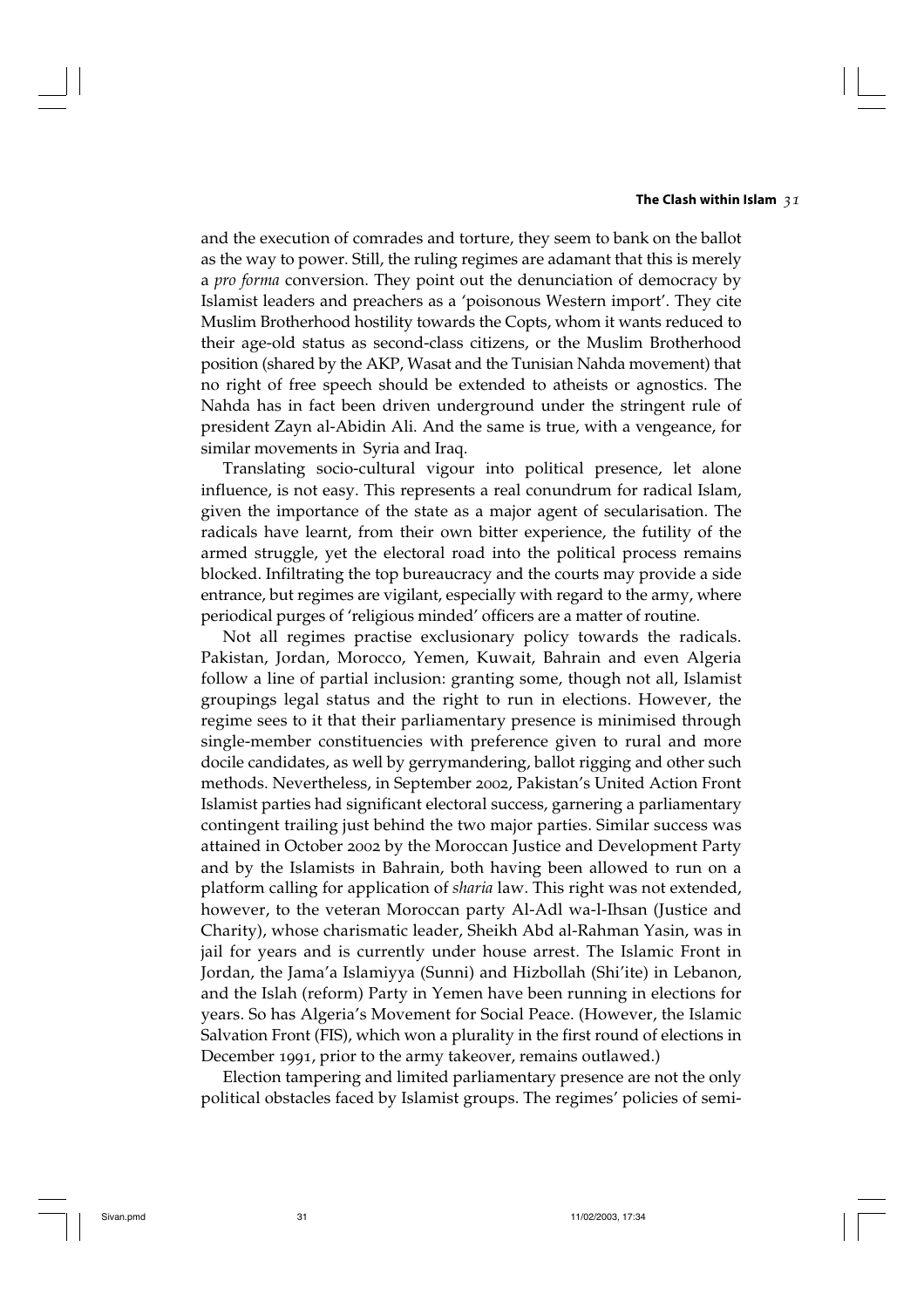and the execution of comrades and torture, they seem to bank on the ballot as the way to power. Still, the ruling regimes are adamant that this is merely a *pro forma* conversion. They point out the denunciation of democracy by Islamist leaders and preachers as a 'poisonous Western import'. They cite Muslim Brotherhood hostility towards the Copts, whom it wants reduced to their age-old status as second-class citizens, or the Muslim Brotherhood position (shared by the AKP, Wasat and the Tunisian Nahda movement) that no right of free speech should be extended to atheists or agnostics. The Nahda has in fact been driven underground under the stringent rule of president Zayn al-Abidin Ali. And the same is true, with a vengeance, for similar movements in Syria and Iraq.

Translating socio-cultural vigour into political presence, let alone influence, is not easy. This represents a real conundrum for radical Islam, given the importance of the state as a major agent of secularisation. The radicals have learnt, from their own bitter experience, the futility of the armed struggle, yet the electoral road into the political process remains blocked. Infiltrating the top bureaucracy and the courts may provide a side entrance, but regimes are vigilant, especially with regard to the army, where periodical purges of 'religious minded' officers are a matter of routine.

Not all regimes practise exclusionary policy towards the radicals. Pakistan, Jordan, Morocco, Yemen, Kuwait, Bahrain and even Algeria follow a line of partial inclusion: granting some, though not all, Islamist groupings legal status and the right to run in elections. However, the regime sees to it that their parliamentary presence is minimised through single-member constituencies with preference given to rural and more docile candidates, as well by gerrymandering, ballot rigging and other such methods. Nevertheless, in September 2002, Pakistan's United Action Front Islamist parties had significant electoral success, garnering a parliamentary contingent trailing just behind the two major parties. Similar success was attained in October 2002 by the Moroccan Justice and Development Party and by the Islamists in Bahrain, both having been allowed to run on a platform calling for application of *sharia* law. This right was not extended, however, to the veteran Moroccan party Al-Adl wa-l-Ihsan (Justice and Charity), whose charismatic leader, Sheikh Abd al-Rahman Yasin, was in jail for years and is currently under house arrest. The Islamic Front in Jordan, the Jama'a Islamiyya (Sunni) and Hizbollah (Shi'ite) in Lebanon, and the Islah (reform) Party in Yemen have been running in elections for years. So has Algeria's Movement for Social Peace. (However, the Islamic Salvation Front (FIS), which won a plurality in the first round of elections in December 1991, prior to the army takeover, remains outlawed.)

Election tampering and limited parliamentary presence are not the only political obstacles faced by Islamist groups. The regimes' policies of semi-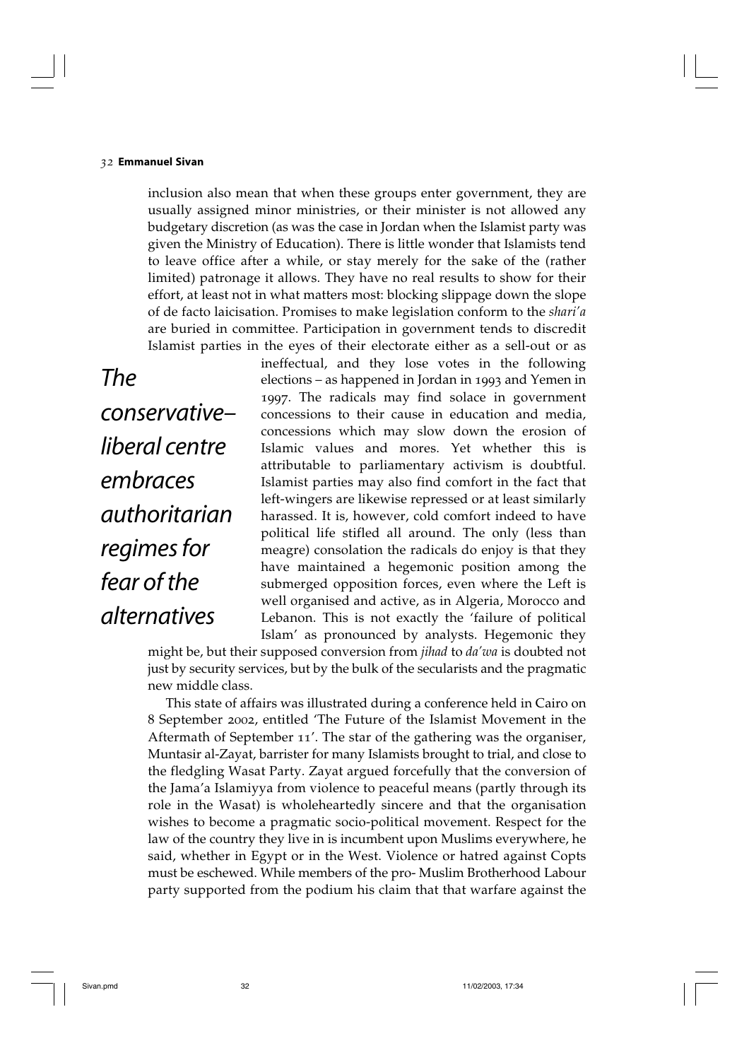inclusion also mean that when these groups enter government, they are usually assigned minor ministries, or their minister is not allowed any budgetary discretion (as was the case in Jordan when the Islamist party was given the Ministry of Education). There is little wonder that Islamists tend to leave office after a while, or stay merely for the sake of the (rather limited) patronage it allows. They have no real results to show for their effort, at least not in what matters most: blocking slippage down the slope of de facto laicisation. Promises to make legislation conform to the *shari'a* are buried in committee. Participation in government tends to discredit Islamist parties in the eyes of their electorate either as a sell-out or as ineffectual, and they lose votes in the following elections – as happened in Jordan in 1993 and Yemen in 1997. The radicals may find solace in government concessions to their cause in education and media, concessions which may slow down the erosion of Islamic values and mores. Yet whether this is attributable to parliamentary activism is doubtful. Islamist parties may also find comfort in the fact that left-wingers are likewise repressed or at least similarly harassed. It is, however, cold comfort indeed to have political life stifled all around. The only (less than meagre) consolation the radicals do enjoy is that they have maintained a hegemonic position among the submerged opposition forces, even where the Left is well organised and active, as in Algeria, Morocco and Lebanon. This is not exactly the 'failure of political Islam' as pronounced by analysts. Hegemonic they might be, but their supposed conversion from *jihad* to *da'wa* is doubted not just by security services, but by the bulk of the secularists and the pragmatic new middle class.

*The conservative–liberal centre embraces authoritarian regimes for fear of the alternatives*

This state of affairs was illustrated during a conference held in Cairo on 8 September 2002, entitled 'The Future of the Islamist Movement in the Aftermath of September 11'. The star of the gathering was the organiser, Muntasir al-Zayat, barrister for many Islamists brought to trial, and close to the fledgling Wasat Party. Zayat argued forcefully that the conversion of the Jama'a Islamiyya from violence to peaceful means (partly through its role in the Wasat) is wholeheartedly sincere and that the organisation wishes to become a pragmatic socio-political movement. Respect for the law of the country they live in is incumbent upon Muslims everywhere, he said, whether in Egypt or in the West. Violence or hatred against Copts must be eschewed. While members of the pro- Muslim Brotherhood Labour party supported from the podium his claim that that warfare against the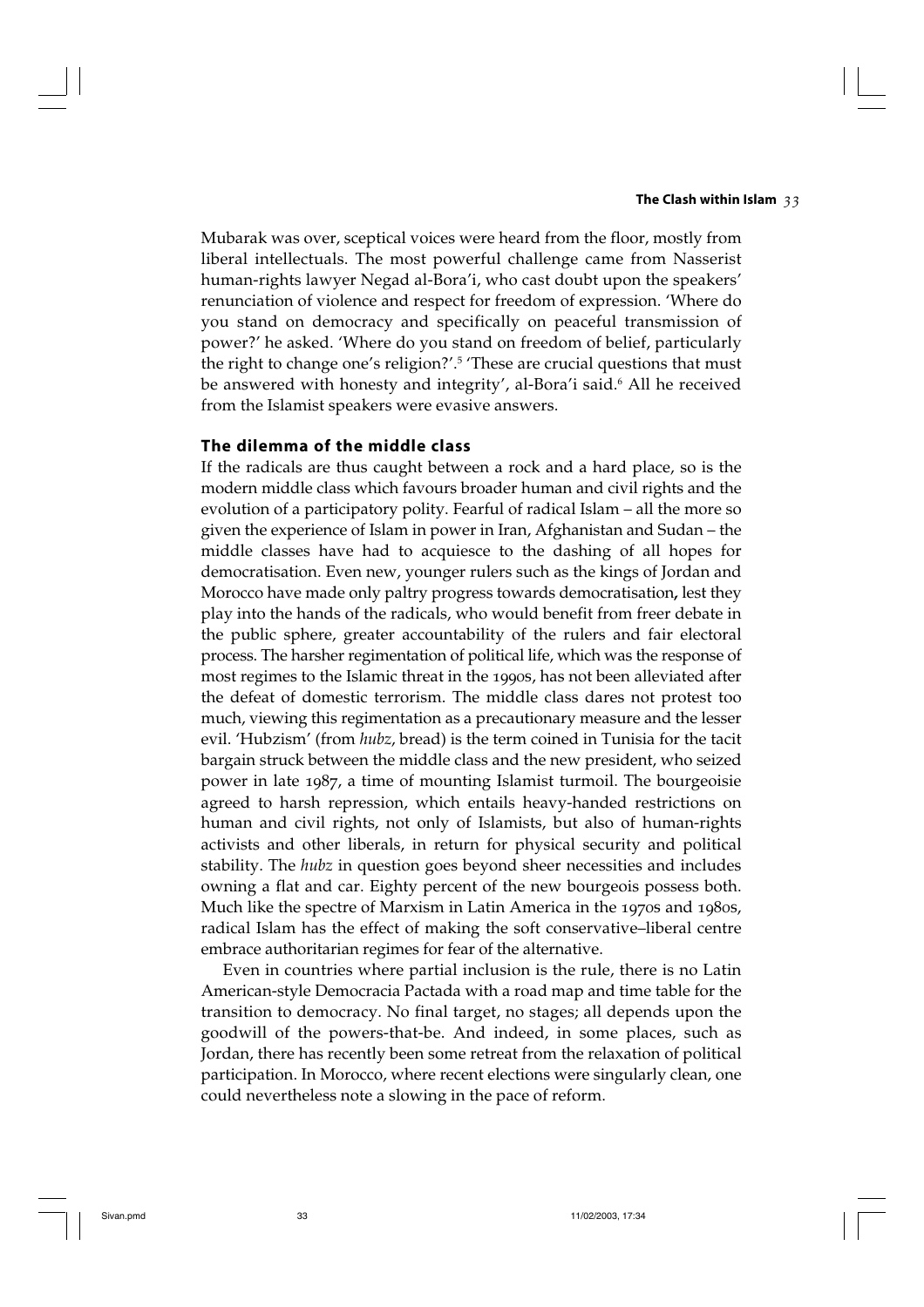Mubarak was over, sceptical voices were heard from the floor, mostly from liberal intellectuals. The most powerful challenge came from Nasserist human-rights lawyer Negad al-Bora'i, who cast doubt upon the speakers' renunciation of violence and respect for freedom of expression. 'Where do you stand on democracy and specifically on peaceful transmission of power?' he asked. 'Where do you stand on freedom of belief, particularly the right to change one's religion?'.[5] 'These are crucial questions that must be answered with honesty and integrity', al-Bora'i said.[6] All he received from the Islamist speakers were evasive answers.

## The dilemma of the middle class

If the radicals are thus caught between a rock and a hard place, so is the modern middle class which favours broader human and civil rights and the evolution of a participatory polity. Fearful of radical Islam – all the more so given the experience of Islam in power in Iran, Afghanistan and Sudan – the middle classes have had to acquiesce to the dashing of all hopes for democratisation. Even new, younger rulers such as the kings of Jordan and Morocco have made only paltry progress towards democratisation**,** lest they play into the hands of the radicals, who would benefit from freer debate in the public sphere, greater accountability of the rulers and fair electoral process. The harsher regimentation of political life, which was the response of most regimes to the Islamic threat in the 1990s, has not been alleviated after the defeat of domestic terrorism. The middle class dares not protest too much, viewing this regimentation as a precautionary measure and the lesser evil. 'Hubzism' (from *hubz*, bread) is the term coined in Tunisia for the tacit bargain struck between the middle class and the new president, who seized power in late 1987, a time of mounting Islamist turmoil. The bourgeoisie agreed to harsh repression, which entails heavy-handed restrictions on human and civil rights, not only of Islamists, but also of human-rights activists and other liberals, in return for physical security and political stability. The *hubz* in question goes beyond sheer necessities and includes owning a flat and car. Eighty percent of the new bourgeois possess both. Much like the spectre of Marxism in Latin America in the 1970s and 1980s, radical Islam has the effect of making the soft conservative–liberal centre embrace authoritarian regimes for fear of the alternative.

Even in countries where partial inclusion is the rule, there is no Latin American-style Democracia Pactada with a road map and time table for the transition to democracy. No final target, no stages; all depends upon the goodwill of the powers-that-be. And indeed, in some places, such as Jordan, there has recently been some retreat from the relaxation of political participation. In Morocco, where recent elections were singularly clean, one could nevertheless note a slowing in the pace of reform.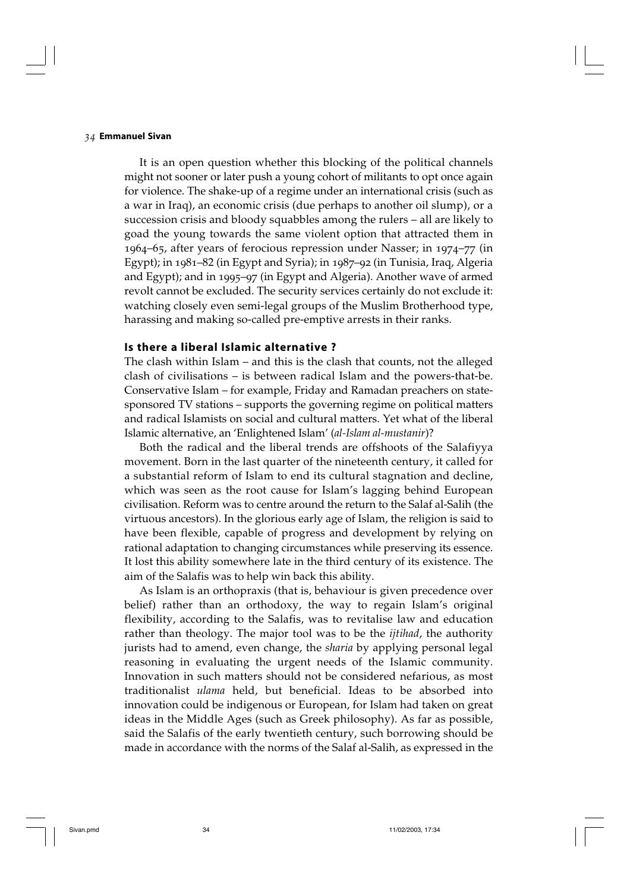It is an open question whether this blocking of the political channels might not sooner or later push a young cohort of militants to opt once again for violence. The shake-up of a regime under an international crisis (such as a war in Iraq), an economic crisis (due perhaps to another oil slump), or a succession crisis and bloody squabbles among the rulers – all are likely to goad the young towards the same violent option that attracted them in 1964–65, after years of ferocious repression under Nasser; in 1974–77 (in Egypt); in 1981–82 (in Egypt and Syria); in 1987–92 (in Tunisia, Iraq, Algeria and Egypt); and in 1995–97 (in Egypt and Algeria). Another wave of armed revolt cannot be excluded. The security services certainly do not exclude it: watching closely even semi-legal groups of the Muslim Brotherhood type, harassing and making so-called pre-emptive arrests in their ranks.

## Is there a liberal Islamic alternative ?

The clash within Islam – and this is the clash that counts, not the alleged clash of civilisations – is between radical Islam and the powers-that-be. Conservative Islam – for example, Friday and Ramadan preachers on state-sponsored TV stations – supports the governing regime on political matters and radical Islamists on social and cultural matters. Yet what of the liberal Islamic alternative, an 'Enlightened Islam' (*al-Islam al-mustanir*)?

Both the radical and the liberal trends are offshoots of the Salafiyya movement. Born in the last quarter of the nineteenth century, it called for a substantial reform of Islam to end its cultural stagnation and decline, which was seen as the root cause for Islam's lagging behind European civilisation. Reform was to centre around the return to the Salaf al-Salih (the virtuous ancestors). In the glorious early age of Islam, the religion is said to have been flexible, capable of progress and development by relying on rational adaptation to changing circumstances while preserving its essence. It lost this ability somewhere late in the third century of its existence. The aim of the Salafis was to help win back this ability.

As Islam is an orthopraxis (that is, behaviour is given precedence over belief) rather than an orthodoxy, the way to regain Islam's original flexibility, according to the Salafis, was to revitalise law and education rather than theology. The major tool was to be the *ijtihad*, the authority jurists had to amend, even change, the *sharia* by applying personal legal reasoning in evaluating the urgent needs of the Islamic community. Innovation in such matters should not be considered nefarious, as most traditionalist *ulama* held, but beneficial. Ideas to be absorbed into innovation could be indigenous or European, for Islam had taken on great ideas in the Middle Ages (such as Greek philosophy). As far as possible, said the Salafis of the early twentieth century, such borrowing should be made in accordance with the norms of the Salaf al-Salih, as expressed in the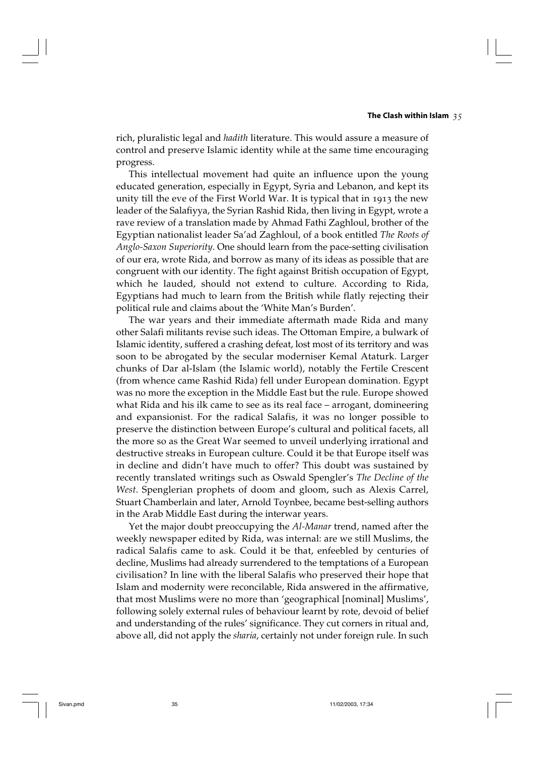rich, pluralistic legal and *hadith* literature. This would assure a measure of control and preserve Islamic identity while at the same time encouraging progress.

This intellectual movement had quite an influence upon the young educated generation, especially in Egypt, Syria and Lebanon, and kept its unity till the eve of the First World War. It is typical that in 1913 the new leader of the Salafiyya, the Syrian Rashid Rida, then living in Egypt, wrote a rave review of a translation made by Ahmad Fathi Zaghloul, brother of the Egyptian nationalist leader Sa'ad Zaghloul, of a book entitled *The Roots of Anglo-Saxon Superiority*. One should learn from the pace-setting civilisation of our era, wrote Rida, and borrow as many of its ideas as possible that are congruent with our identity. The fight against British occupation of Egypt, which he lauded, should not extend to culture. According to Rida, Egyptians had much to learn from the British while flatly rejecting their political rule and claims about the 'White Man's Burden'.

The war years and their immediate aftermath made Rida and many other Salafi militants revise such ideas. The Ottoman Empire, a bulwark of Islamic identity, suffered a crashing defeat, lost most of its territory and was soon to be abrogated by the secular moderniser Kemal Ataturk. Larger chunks of Dar al-Islam (the Islamic world), notably the Fertile Crescent (from whence came Rashid Rida) fell under European domination. Egypt was no more the exception in the Middle East but the rule. Europe showed what Rida and his ilk came to see as its real face – arrogant, domineering and expansionist. For the radical Salafis, it was no longer possible to preserve the distinction between Europe's cultural and political facets, all the more so as the Great War seemed to unveil underlying irrational and destructive streaks in European culture. Could it be that Europe itself was in decline and didn't have much to offer? This doubt was sustained by recently translated writings such as Oswald Spengler's *The Decline of the West*. Spenglerian prophets of doom and gloom, such as Alexis Carrel, Stuart Chamberlain and later, Arnold Toynbee, became best-selling authors in the Arab Middle East during the interwar years.

Yet the major doubt preoccupying the *Al-Manar* trend, named after the weekly newspaper edited by Rida, was internal: are we still Muslims, the radical Salafis came to ask. Could it be that, enfeebled by centuries of decline, Muslims had already surrendered to the temptations of a European civilisation? In line with the liberal Salafis who preserved their hope that Islam and modernity were reconcilable, Rida answered in the affirmative, that most Muslims were no more than 'geographical [nominal] Muslims', following solely external rules of behaviour learnt by rote, devoid of belief and understanding of the rules' significance. They cut corners in ritual and, above all, did not apply the *sharia*, certainly not under foreign rule. In such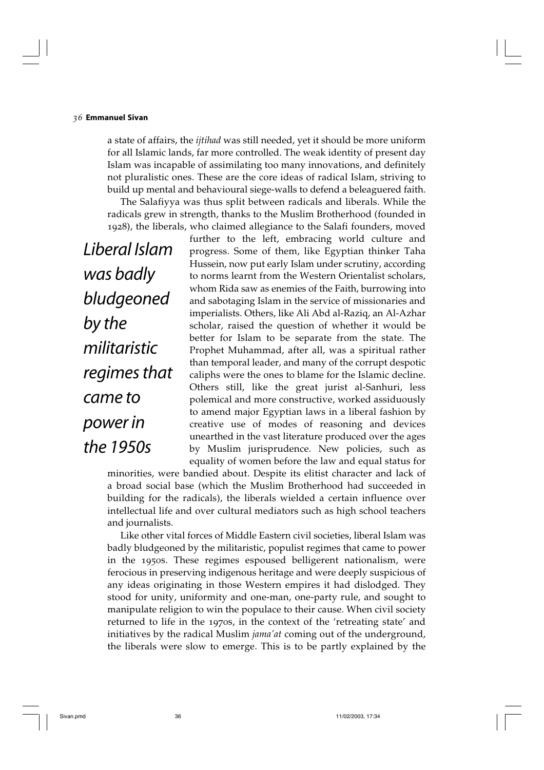a state of affairs, the *ijtihad* was still needed, yet it should be more uniform for all Islamic lands, far more controlled. The weak identity of present day Islam was incapable of assimilating too many innovations, and definitely not pluralistic ones. These are the core ideas of radical Islam, striving to build up mental and behavioural siege-walls to defend a beleaguered faith.

The Salafiyya was thus split between radicals and liberals. While the radicals grew in strength, thanks to the Muslim Brotherhood (founded in 1928), the liberals, who claimed allegiance to the Salafi founders, moved further to the left, embracing world culture and progress. Some of them, like Egyptian thinker Taha Hussein, now put early Islam under scrutiny, according to norms learnt from the Western Orientalist scholars, whom Rida saw as enemies of the Faith, burrowing into and sabotaging Islam in the service of missionaries and imperialists. Others, like Ali Abd al-Raziq, an Al-Azhar scholar, raised the question of whether it would be better for Islam to be separate from the state. The Prophet Muhammad, after all, was a spiritual rather than temporal leader, and many of the corrupt despotic caliphs were the ones to blame for the Islamic decline. Others still, like the great jurist al-Sanhuri, less polemical and more constructive, worked assiduously to amend major Egyptian laws in a liberal fashion by creative use of modes of reasoning and devices unearthed in the vast literature produced over the ages by Muslim jurisprudence. New policies, such as equality of women before the law and equal status for minorities, were bandied about. Despite its elitist character and lack of a broad social base (which the Muslim Brotherhood had succeeded in building for the radicals), the liberals wielded a certain influence over intellectual life and over cultural mediators such as high school teachers and journalists.

*Liberal Islam was badly bludgeoned by the militaristic regimes that came to power in the 1950s*

Like other vital forces of Middle Eastern civil societies, liberal Islam was badly bludgeoned by the militaristic, populist regimes that came to power in the 1950s. These regimes espoused belligerent nationalism, were ferocious in preserving indigenous heritage and were deeply suspicious of any ideas originating in those Western empires it had dislodged. They stood for unity, uniformity and one-man, one-party rule, and sought to manipulate religion to win the populace to their cause. When civil society returned to life in the 1970s, in the context of the 'retreating state' and initiatives by the radical Muslim *jama'at* coming out of the underground, the liberals were slow to emerge. This is to be partly explained by the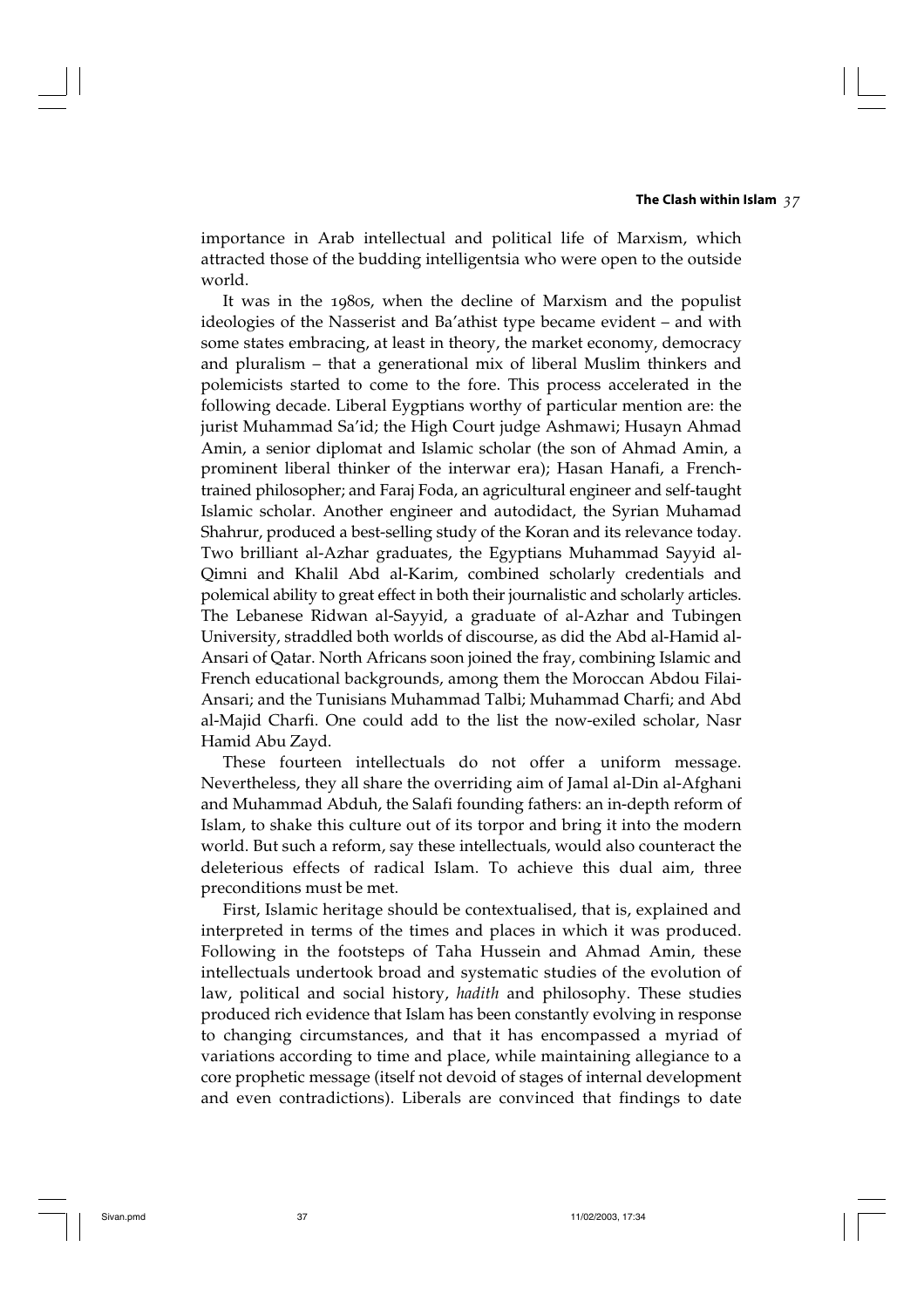importance in Arab intellectual and political life of Marxism, which attracted those of the budding intelligentsia who were open to the outside world.

It was in the 1980s, when the decline of Marxism and the populist ideologies of the Nasserist and Ba'athist type became evident – and with some states embracing, at least in theory, the market economy, democracy and pluralism – that a generational mix of liberal Muslim thinkers and polemicists started to come to the fore. This process accelerated in the following decade. Liberal Eygptians worthy of particular mention are: the jurist Muhammad Sa'id; the High Court judge Ashmawi; Husayn Ahmad Amin, a senior diplomat and Islamic scholar (the son of Ahmad Amin, a prominent liberal thinker of the interwar era); Hasan Hanafi, a French-trained philosopher; and Faraj Foda, an agricultural engineer and self-taught Islamic scholar. Another engineer and autodidact, the Syrian Muhamad Shahrur, produced a best-selling study of the Koran and its relevance today. Two brilliant al-Azhar graduates, the Egyptians Muhammad Sayyid al-Qimni and Khalil Abd al-Karim, combined scholarly credentials and polemical ability to great effect in both their journalistic and scholarly articles. The Lebanese Ridwan al-Sayyid, a graduate of al-Azhar and Tubingen University, straddled both worlds of discourse, as did the Abd al-Hamid al-Ansari of Qatar. North Africans soon joined the fray, combining Islamic and French educational backgrounds, among them the Moroccan Abdou Filai-Ansari; and the Tunisians Muhammad Talbi; Muhammad Charfi; and Abd al-Majid Charfi. One could add to the list the now-exiled scholar, Nasr Hamid Abu Zayd.

These fourteen intellectuals do not offer a uniform message. Nevertheless, they all share the overriding aim of Jamal al-Din al-Afghani and Muhammad Abduh, the Salafi founding fathers: an in-depth reform of Islam, to shake this culture out of its torpor and bring it into the modern world. But such a reform, say these intellectuals, would also counteract the deleterious effects of radical Islam. To achieve this dual aim, three preconditions must be met.

First, Islamic heritage should be contextualised, that is, explained and interpreted in terms of the times and places in which it was produced. Following in the footsteps of Taha Hussein and Ahmad Amin, these intellectuals undertook broad and systematic studies of the evolution of law, political and social history, *hadith* and philosophy. These studies produced rich evidence that Islam has been constantly evolving in response to changing circumstances, and that it has encompassed a myriad of variations according to time and place, while maintaining allegiance to a core prophetic message (itself not devoid of stages of internal development and even contradictions). Liberals are convinced that findings to date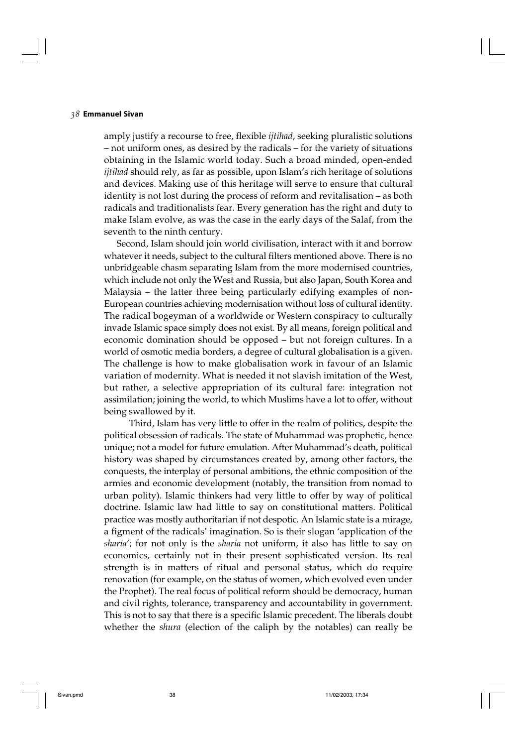amply justify a recourse to free, flexible *ijtihad*, seeking pluralistic solutions – not uniform ones, as desired by the radicals – for the variety of situations obtaining in the Islamic world today. Such a broad minded, open-ended *ijtihad* should rely, as far as possible, upon Islam's rich heritage of solutions and devices. Making use of this heritage will serve to ensure that cultural identity is not lost during the process of reform and revitalisation – as both radicals and traditionalists fear. Every generation has the right and duty to make Islam evolve, as was the case in the early days of the Salaf, from the seventh to the ninth century.

Second, Islam should join world civilisation, interact with it and borrow whatever it needs, subject to the cultural filters mentioned above. There is no unbridgeable chasm separating Islam from the more modernised countries, which include not only the West and Russia, but also Japan, South Korea and Malaysia – the latter three being particularly edifying examples of non-European countries achieving modernisation without loss of cultural identity. The radical bogeyman of a worldwide or Western conspiracy to culturally invade Islamic space simply does not exist. By all means, foreign political and economic domination should be opposed – but not foreign cultures. In a world of osmotic media borders, a degree of cultural globalisation is a given. The challenge is how to make globalisation work in favour of an Islamic variation of modernity. What is needed it not slavish imitation of the West, but rather, a selective appropriation of its cultural fare: integration not assimilation; joining the world, to which Muslims have a lot to offer, without being swallowed by it.

Third, Islam has very little to offer in the realm of politics, despite the political obsession of radicals. The state of Muhammad was prophetic, hence unique; not a model for future emulation. After Muhammad's death, political history was shaped by circumstances created by, among other factors, the conquests, the interplay of personal ambitions, the ethnic composition of the armies and economic development (notably, the transition from nomad to urban polity). Islamic thinkers had very little to offer by way of political doctrine. Islamic law had little to say on constitutional matters. Political practice was mostly authoritarian if not despotic. An Islamic state is a mirage, a figment of the radicals' imagination. So is their slogan 'application of the *sharia*'; for not only is the *sharia* not uniform, it also has little to say on economics, certainly not in their present sophisticated version. Its real strength is in matters of ritual and personal status, which do require renovation (for example, on the status of women, which evolved even under the Prophet). The real focus of political reform should be democracy, human and civil rights, tolerance, transparency and accountability in government. This is not to say that there is a specific Islamic precedent. The liberals doubt whether the *shura* (election of the caliph by the notables) can really be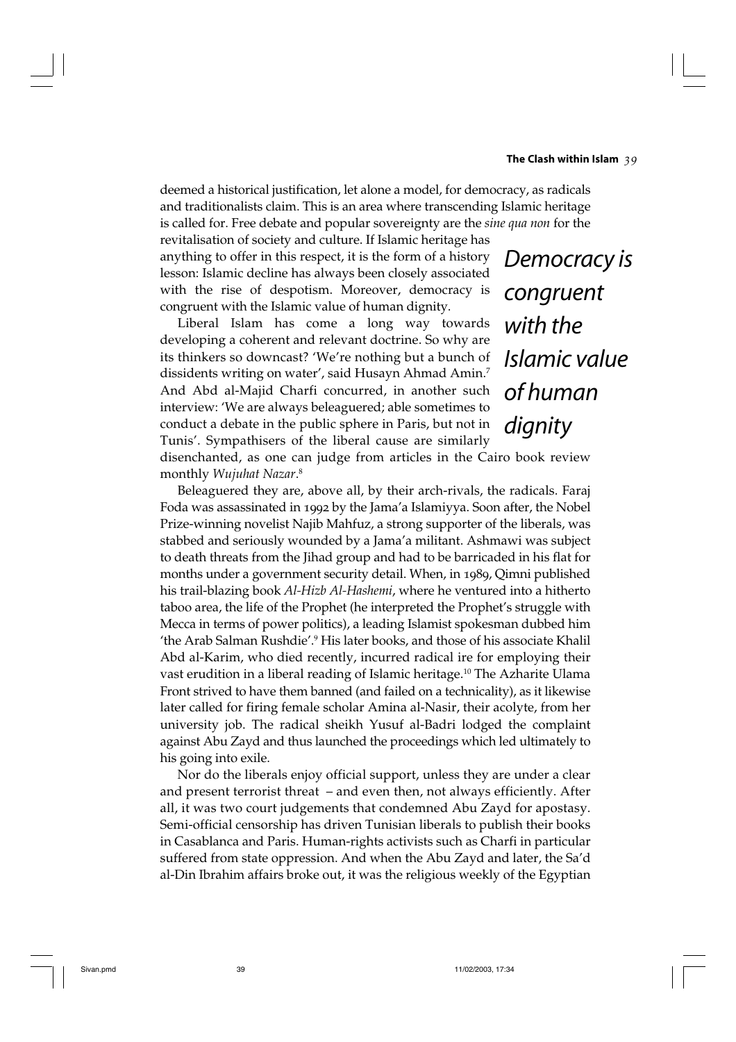deemed a historical justification, let alone a model, for democracy, as radicals and traditionalists claim. This is an area where transcending Islamic heritage is called for. Free debate and popular sovereignty are the *sine qua non* for the revitalisation of society and culture. If Islamic heritage has anything to offer in this respect, it is the form of a history lesson: Islamic decline has always been closely associated with the rise of despotism. Moreover, democracy is congruent with the Islamic value of human dignity.

> *Democracy is congruent with the Islamic value of human dignity*

Liberal Islam has come a long way towards developing a coherent and relevant doctrine. So why are its thinkers so downcast? 'We're nothing but a bunch of dissidents writing on water', said Husayn Ahmad Amin.[7] And Abd al-Majid Charfi concurred, in another such interview: 'We are always beleaguered; able sometimes to conduct a debate in the public sphere in Paris, but not in Tunis'. Sympathisers of the liberal cause are similarly disenchanted, as one can judge from articles in the Cairo book review monthly *Wujuhat Nazar*.[8]

Beleaguered they are, above all, by their arch-rivals, the radicals. Faraj Foda was assassinated in 1992 by the Jama'a Islamiyya. Soon after, the Nobel Prize-winning novelist Najib Mahfuz, a strong supporter of the liberals, was stabbed and seriously wounded by a Jama'a militant. Ashmawi was subject to death threats from the Jihad group and had to be barricaded in his flat for months under a government security detail. When, in 1989, Qimni published his trail-blazing book *Al-Hizb Al-Hashemi*, where he ventured into a hitherto taboo area, the life of the Prophet (he interpreted the Prophet's struggle with Mecca in terms of power politics), a leading Islamist spokesman dubbed him 'the Arab Salman Rushdie'.[9] His later books, and those of his associate Khalil Abd al-Karim, who died recently, incurred radical ire for employing their vast erudition in a liberal reading of Islamic heritage.[10] The Azharite Ulama Front strived to have them banned (and failed on a technicality), as it likewise later called for firing female scholar Amina al-Nasir, their acolyte, from her university job. The radical sheikh Yusuf al-Badri lodged the complaint against Abu Zayd and thus launched the proceedings which led ultimately to his going into exile.

Nor do the liberals enjoy official support, unless they are under a clear and present terrorist threat – and even then, not always efficiently. After all, it was two court judgements that condemned Abu Zayd for apostasy. Semi-official censorship has driven Tunisian liberals to publish their books in Casablanca and Paris. Human-rights activists such as Charfi in particular suffered from state oppression. And when the Abu Zayd and later, the Sa'd al-Din Ibrahim affairs broke out, it was the religious weekly of the Egyptian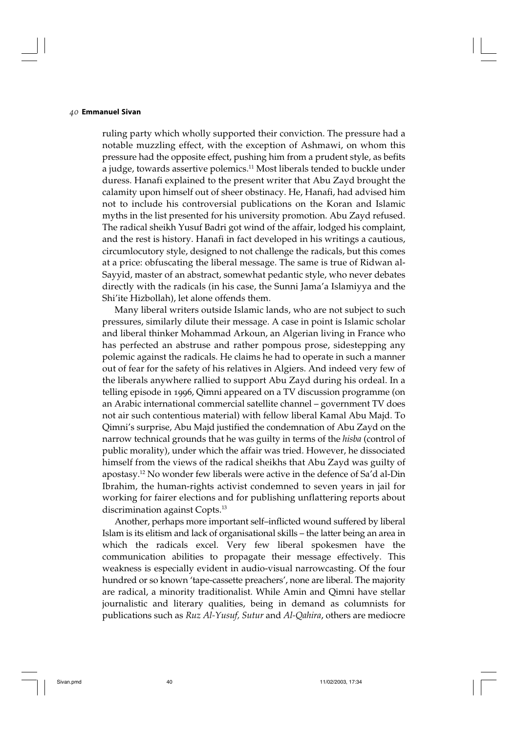ruling party which wholly supported their conviction. The pressure had a notable muzzling effect, with the exception of Ashmawi, on whom this pressure had the opposite effect, pushing him from a prudent style, as befits a judge, towards assertive polemics.[11] Most liberals tended to buckle under duress. Hanafi explained to the present writer that Abu Zayd brought the calamity upon himself out of sheer obstinacy. He, Hanafi, had advised him not to include his controversial publications on the Koran and Islamic myths in the list presented for his university promotion. Abu Zayd refused. The radical sheikh Yusuf Badri got wind of the affair, lodged his complaint, and the rest is history. Hanafi in fact developed in his writings a cautious, circumlocutory style, designed to not challenge the radicals, but this comes at a price: obfuscating the liberal message. The same is true of Ridwan al-Sayyid, master of an abstract, somewhat pedantic style, who never debates directly with the radicals (in his case, the Sunni Jama'a Islamiyya and the Shi'ite Hizbollah), let alone offends them.

Many liberal writers outside Islamic lands, who are not subject to such pressures, similarly dilute their message. A case in point is Islamic scholar and liberal thinker Mohammad Arkoun, an Algerian living in France who has perfected an abstruse and rather pompous prose, sidestepping any polemic against the radicals. He claims he had to operate in such a manner out of fear for the safety of his relatives in Algiers. And indeed very few of the liberals anywhere rallied to support Abu Zayd during his ordeal. In a telling episode in 1996, Qimni appeared on a TV discussion programme (on an Arabic international commercial satellite channel – government TV does not air such contentious material) with fellow liberal Kamal Abu Majd. To Qimni's surprise, Abu Majd justified the condemnation of Abu Zayd on the narrow technical grounds that he was guilty in terms of the *hisba* (control of public morality), under which the affair was tried. However, he dissociated himself from the views of the radical sheikhs that Abu Zayd was guilty of apostasy.[12] No wonder few liberals were active in the defence of Sa'd al-Din Ibrahim, the human-rights activist condemned to seven years in jail for working for fairer elections and for publishing unflattering reports about discrimination against Copts.[13]

Another, perhaps more important self–inflicted wound suffered by liberal Islam is its elitism and lack of organisational skills – the latter being an area in which the radicals excel. Very few liberal spokesmen have the communication abilities to propagate their message effectively. This weakness is especially evident in audio-visual narrowcasting. Of the four hundred or so known 'tape-cassette preachers', none are liberal. The majority are radical, a minority traditionalist. While Amin and Qimni have stellar journalistic and literary qualities, being in demand as columnists for publications such as *Ruz Al-Yusuf, Sutur* and *Al-Qahira*, others are mediocre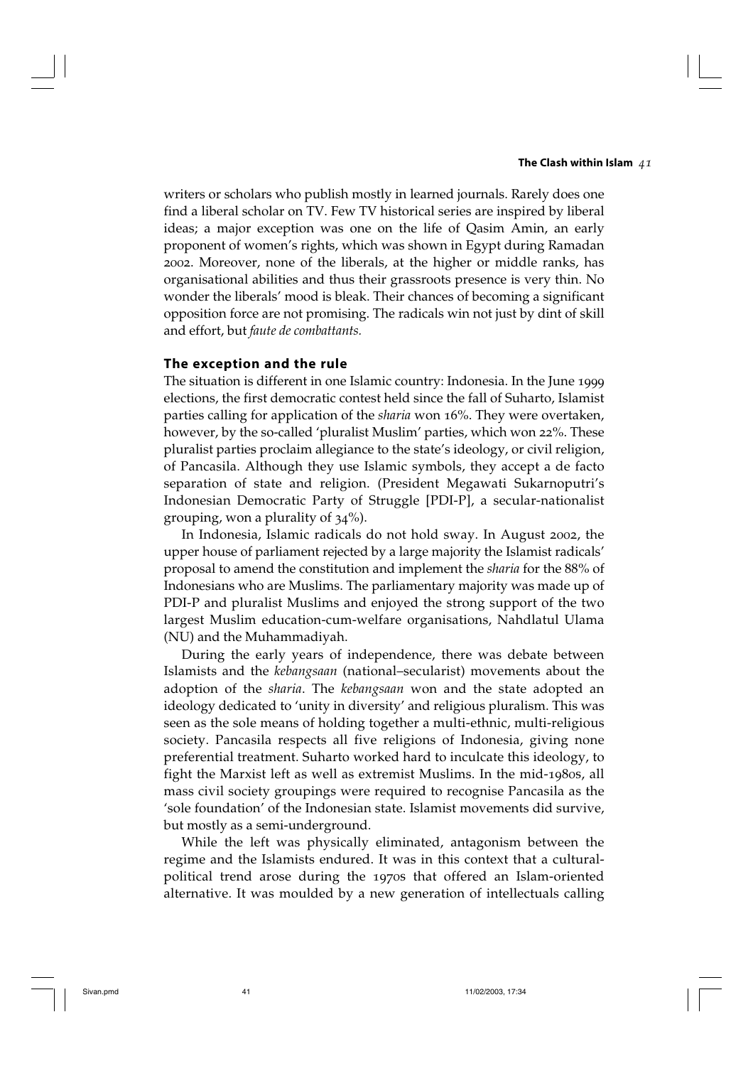writers or scholars who publish mostly in learned journals. Rarely does one find a liberal scholar on TV. Few TV historical series are inspired by liberal ideas; a major exception was one on the life of Qasim Amin, an early proponent of women's rights, which was shown in Egypt during Ramadan 2002. Moreover, none of the liberals, at the higher or middle ranks, has organisational abilities and thus their grassroots presence is very thin. No wonder the liberals' mood is bleak. Their chances of becoming a significant opposition force are not promising. The radicals win not just by dint of skill and effort, but *faute de combattants.*

## The exception and the rule

The situation is different in one Islamic country: Indonesia. In the June 1999 elections, the first democratic contest held since the fall of Suharto, Islamist parties calling for application of the *sharia* won 16%. They were overtaken, however, by the so-called 'pluralist Muslim' parties, which won 22%. These pluralist parties proclaim allegiance to the state's ideology, or civil religion, of Pancasila. Although they use Islamic symbols, they accept a de facto separation of state and religion. (President Megawati Sukarnoputri's Indonesian Democratic Party of Struggle [PDI-P], a secular-nationalist grouping, won a plurality of 34%).

In Indonesia, Islamic radicals do not hold sway. In August 2002, the upper house of parliament rejected by a large majority the Islamist radicals' proposal to amend the constitution and implement the *sharia* for the 88% of Indonesians who are Muslims. The parliamentary majority was made up of PDI-P and pluralist Muslims and enjoyed the strong support of the two largest Muslim education-cum-welfare organisations, Nahdlatul Ulama (NU) and the Muhammadiyah.

During the early years of independence, there was debate between Islamists and the *kebangsaan* (national–secularist) movements about the adoption of the *sharia*. The *kebangsaan* won and the state adopted an ideology dedicated to 'unity in diversity' and religious pluralism. This was seen as the sole means of holding together a multi-ethnic, multi-religious society. Pancasila respects all five religions of Indonesia, giving none preferential treatment. Suharto worked hard to inculcate this ideology, to fight the Marxist left as well as extremist Muslims. In the mid-1980s, all mass civil society groupings were required to recognise Pancasila as the 'sole foundation' of the Indonesian state. Islamist movements did survive, but mostly as a semi-underground.

While the left was physically eliminated, antagonism between the regime and the Islamists endured. It was in this context that a cultural-political trend arose during the 1970s that offered an Islam-oriented alternative. It was moulded by a new generation of intellectuals calling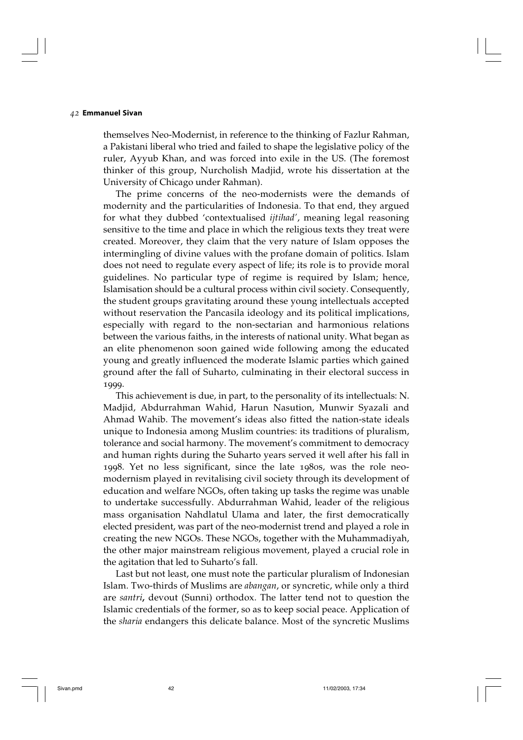themselves Neo-Modernist, in reference to the thinking of Fazlur Rahman, a Pakistani liberal who tried and failed to shape the legislative policy of the ruler, Ayyub Khan, and was forced into exile in the US. (The foremost thinker of this group, Nurcholish Madjid, wrote his dissertation at the University of Chicago under Rahman).

The prime concerns of the neo-modernists were the demands of modernity and the particularities of Indonesia. To that end, they argued for what they dubbed 'contextualised *ijtihad*', meaning legal reasoning sensitive to the time and place in which the religious texts they treat were created. Moreover, they claim that the very nature of Islam opposes the intermingling of divine values with the profane domain of politics. Islam does not need to regulate every aspect of life; its role is to provide moral guidelines. No particular type of regime is required by Islam; hence, Islamisation should be a cultural process within civil society. Consequently, the student groups gravitating around these young intellectuals accepted without reservation the Pancasila ideology and its political implications, especially with regard to the non-sectarian and harmonious relations between the various faiths, in the interests of national unity. What began as an elite phenomenon soon gained wide following among the educated young and greatly influenced the moderate Islamic parties which gained ground after the fall of Suharto, culminating in their electoral success in 1999.

This achievement is due, in part, to the personality of its intellectuals: N. Madjid, Abdurrahman Wahid, Harun Nasution, Munwir Syazali and Ahmad Wahib. The movement's ideas also fitted the nation-state ideals unique to Indonesia among Muslim countries: its traditions of pluralism, tolerance and social harmony. The movement's commitment to democracy and human rights during the Suharto years served it well after his fall in 1998. Yet no less significant, since the late 1980s, was the role neo-modernism played in revitalising civil society through its development of education and welfare NGOs, often taking up tasks the regime was unable to undertake successfully. Abdurrahman Wahid, leader of the religious mass organisation Nahdlatul Ulama and later, the first democratically elected president, was part of the neo-modernist trend and played a role in creating the new NGOs. These NGOs, together with the Muhammadiyah, the other major mainstream religious movement, played a crucial role in the agitation that led to Suharto's fall.

Last but not least, one must note the particular pluralism of Indonesian Islam. Two-thirds of Muslims are *abangan*, or syncretic, while only a third are *santri*, devout (Sunni) orthodox. The latter tend not to question the Islamic credentials of the former, so as to keep social peace. Application of the *sharia* endangers this delicate balance. Most of the syncretic Muslims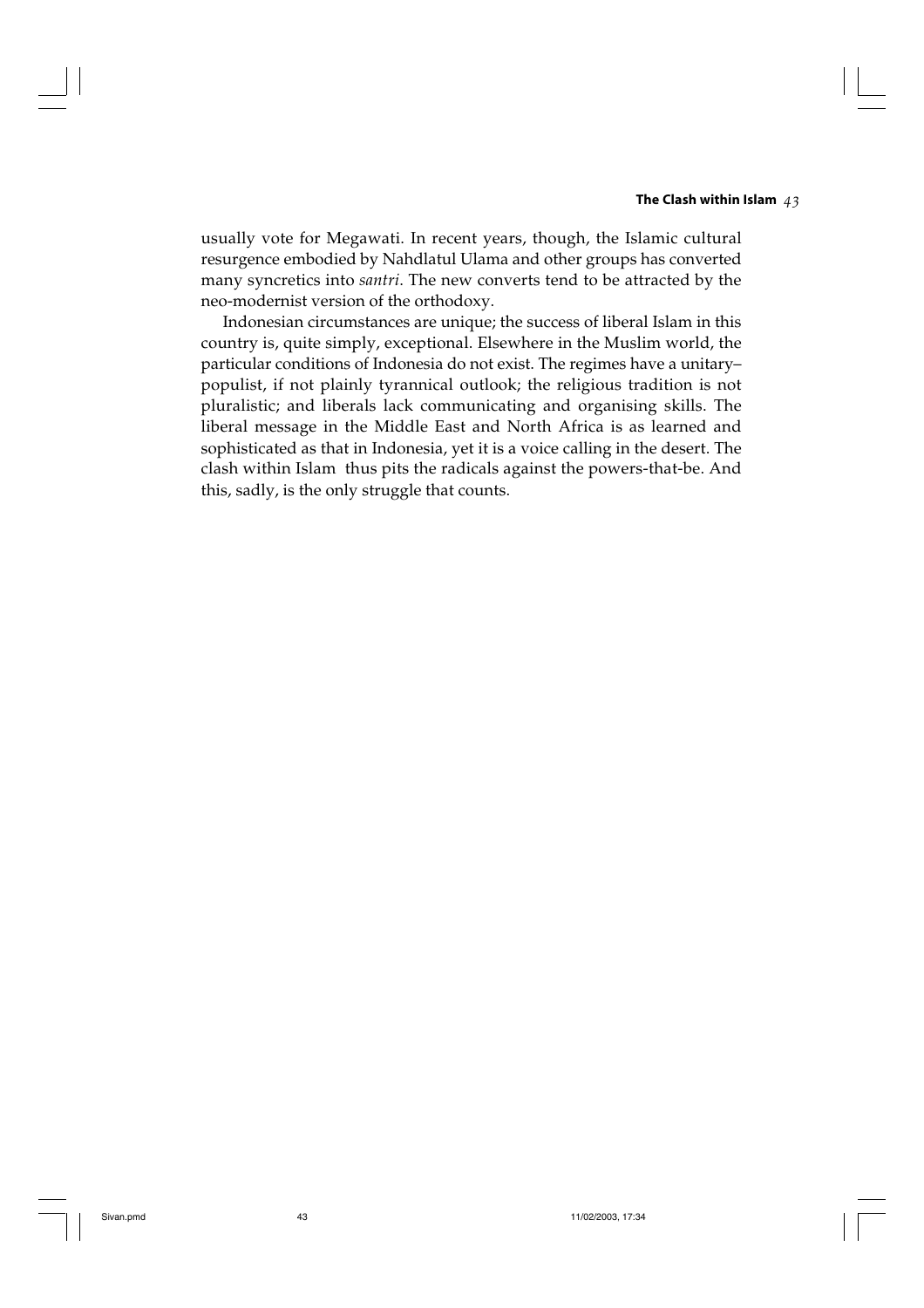usually vote for Megawati. In recent years, though, the Islamic cultural resurgence embodied by Nahdlatul Ulama and other groups has converted many syncretics into *santri*. The new converts tend to be attracted by the neo-modernist version of the orthodoxy.

Indonesian circumstances are unique; the success of liberal Islam in this country is, quite simply, exceptional. Elsewhere in the Muslim world, the particular conditions of Indonesia do not exist. The regimes have a unitary–populist, if not plainly tyrannical outlook; the religious tradition is not pluralistic; and liberals lack communicating and organising skills. The liberal message in the Middle East and North Africa is as learned and sophisticated as that in Indonesia, yet it is a voice calling in the desert. The clash within Islam thus pits the radicals against the powers-that-be. And this, sadly, is the only struggle that counts.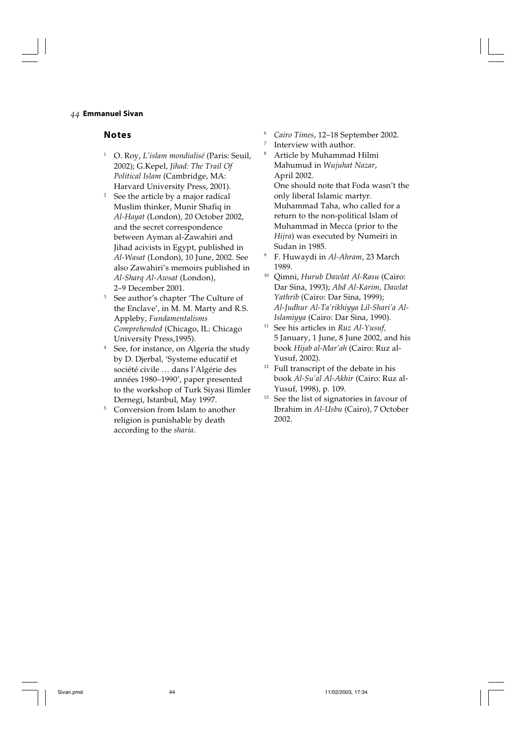## Notes

1. O. Roy, *L'islam mondialisé* (Paris: Seuil, 2002); G.Kepel, *Jihad: The Trail Of Political Islam* (Cambridge, MA: Harvard University Press, 2001).
2. See the article by a major radical Muslim thinker, Munir Shafiq in *Al-Hayat* (London), 20 October 2002, and the secret correspondence between Ayman al-Zawahiri and Jihad acivists in Egypt, published in *Al-Wasat* (London), 10 June, 2002. See also Zawahiri's memoirs published in *Al-Sharq Al-Awsat* (London), 2–9 December 2001.
3. See author's chapter 'The Culture of the Enclave', in M. M. Marty and R.S. Appleby, *Fundamentalisms Comprehended* (Chicago, IL: Chicago University Press,1995).
4. See, for instance, on Algeria the study by D. Djerbal, 'Systeme educatif et société civile … dans l'Algérie des années 1980–1990', paper presented to the workshop of Turk Siyasi Ilimler Dernegi, Istanbul, May 1997.
5. Conversion from Islam to another religion is punishable by death according to the *sharia*.
6. *Cairo Times*, 12–18 September 2002.
7. Interview with author.
8. Article by Muhammad Hilmi Mahumud in *Wujuhat Nazar*, April 2002.
   One should note that Foda wasn't the only liberal Islamic martyr. Muhammad Taha, who called for a return to the non-political Islam of Muhammad in Mecca (prior to the *Hijra*) was executed by Numeiri in Sudan in 1985.
9. F. Huwaydi in *Al-Ahram*, 23 March 1989.
10. Qimni, *Hurub Dawlat Al-Rasu* (Cairo: Dar Sina, 1993); *Abd Al-Karim, Dawlat Yathrib* (Cairo: Dar Sina, 1999); *Al-Judhur Al-Ta'rikhiyya Lil-Shari'a Al-Islamiyya* (Cairo: Dar Sina, 1990).
11. See his articles in *Ruz Al-Yusuf*, 5 January, 1 June, 8 June 2002, and his book *Hijab al-Mar'ah* (Cairo: Ruz al-Yusuf, 2002).
12. Full transcript of the debate in his book *Al-Su'al Al-Akhir* (Cairo: Ruz al-Yusuf, 1998), p. 109.
13. See the list of signatories in favour of Ibrahim in *Al-Usbu* (Cairo), 7 October 2002.